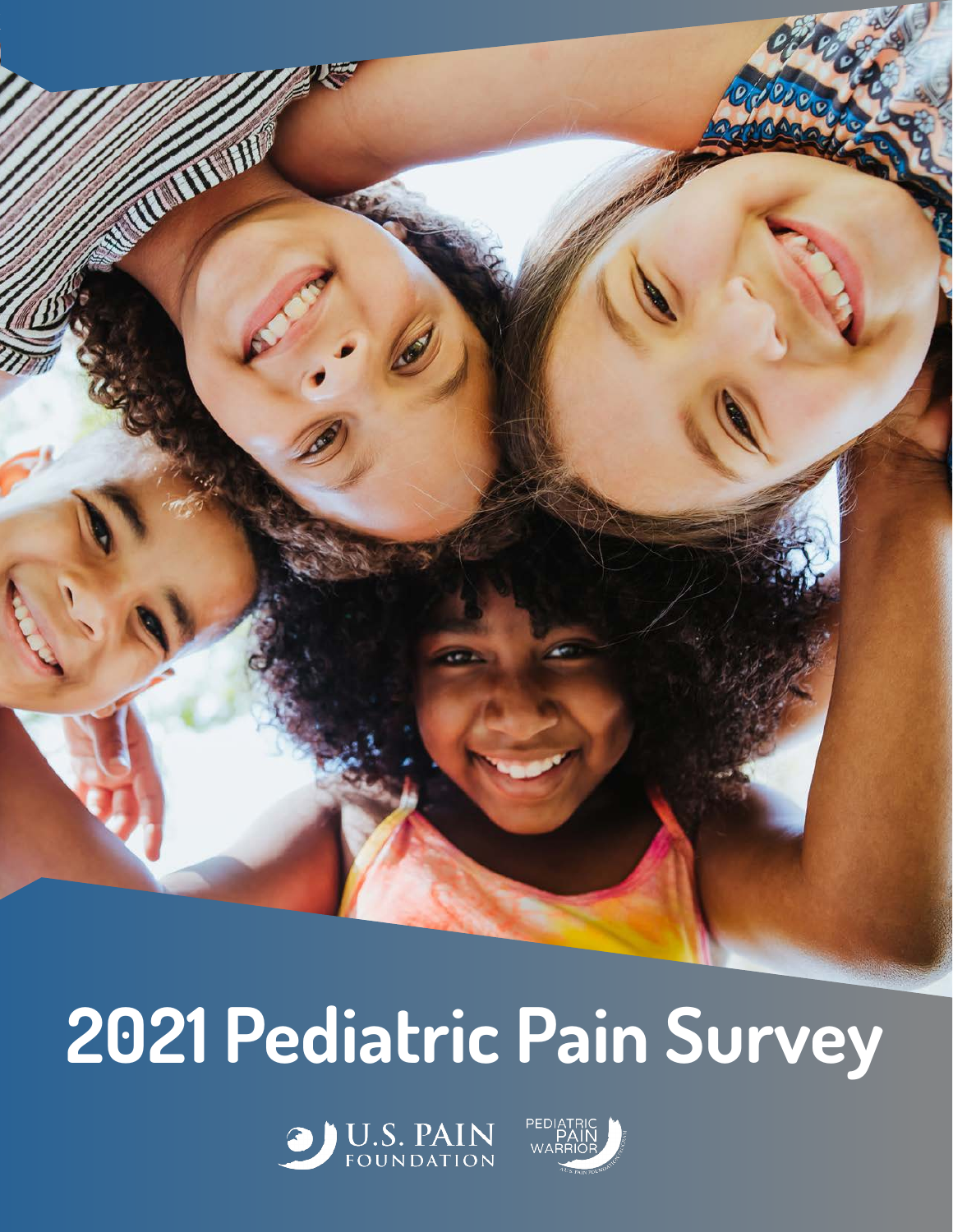# 2021 Pediatric Pain Survey

U.S. PAIN FOUNDATION

PEDIATRIC PAIN WARRIOR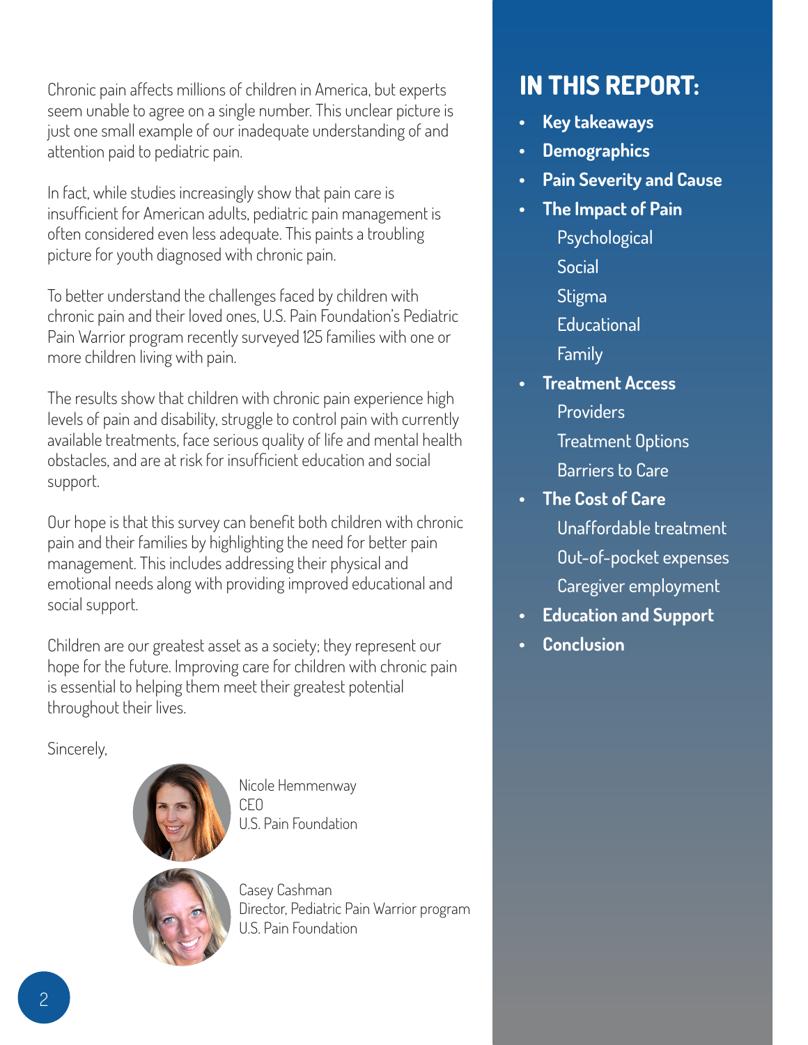Chronic pain affects millions of children in America, but experts seem unable to agree on a single number. This unclear picture is just one small example of our inadequate understanding of and attention paid to pediatric pain.

In fact, while studies increasingly show that pain care is insufficient for American adults, pediatric pain management is often considered even less adequate. This paints a troubling picture for youth diagnosed with chronic pain.

To better understand the challenges faced by children with chronic pain and their loved ones, U.S. Pain Foundation's Pediatric Pain Warrior program recently surveyed 125 families with one or more children living with pain.

The results show that children with chronic pain experience high levels of pain and disability, struggle to control pain with currently available treatments, face serious quality of life and mental health obstacles, and are at risk for insufficient education and social support.

Our hope is that this survey can benefit both children with chronic pain and their families by highlighting the need for better pain management. This includes addressing their physical and emotional needs along with providing improved educational and social support.

Children are our greatest asset as a society; they represent our hope for the future. Improving care for children with chronic pain is essential to helping them meet their greatest potential throughout their lives.

Sincerely,

Nicole Hemmenway
CEO
U.S. Pain Foundation

Casey Cashman
Director, Pediatric Pain Warrior program
U.S. Pain Foundation

## IN THIS REPORT:

- **Key takeaways**
- **Demographics**
- **Pain Severity and Cause**
- **The Impact of Pain**
  - Psychological
  - Social
  - Stigma
  - Educational
  - Family
- **Treatment Access**
  - Providers
  - Treatment Options
  - Barriers to Care
- **The Cost of Care**
  - Unaffordable treatment
  - Out-of-pocket expenses
  - Caregiver employment
- **Education and Support**
- **Conclusion**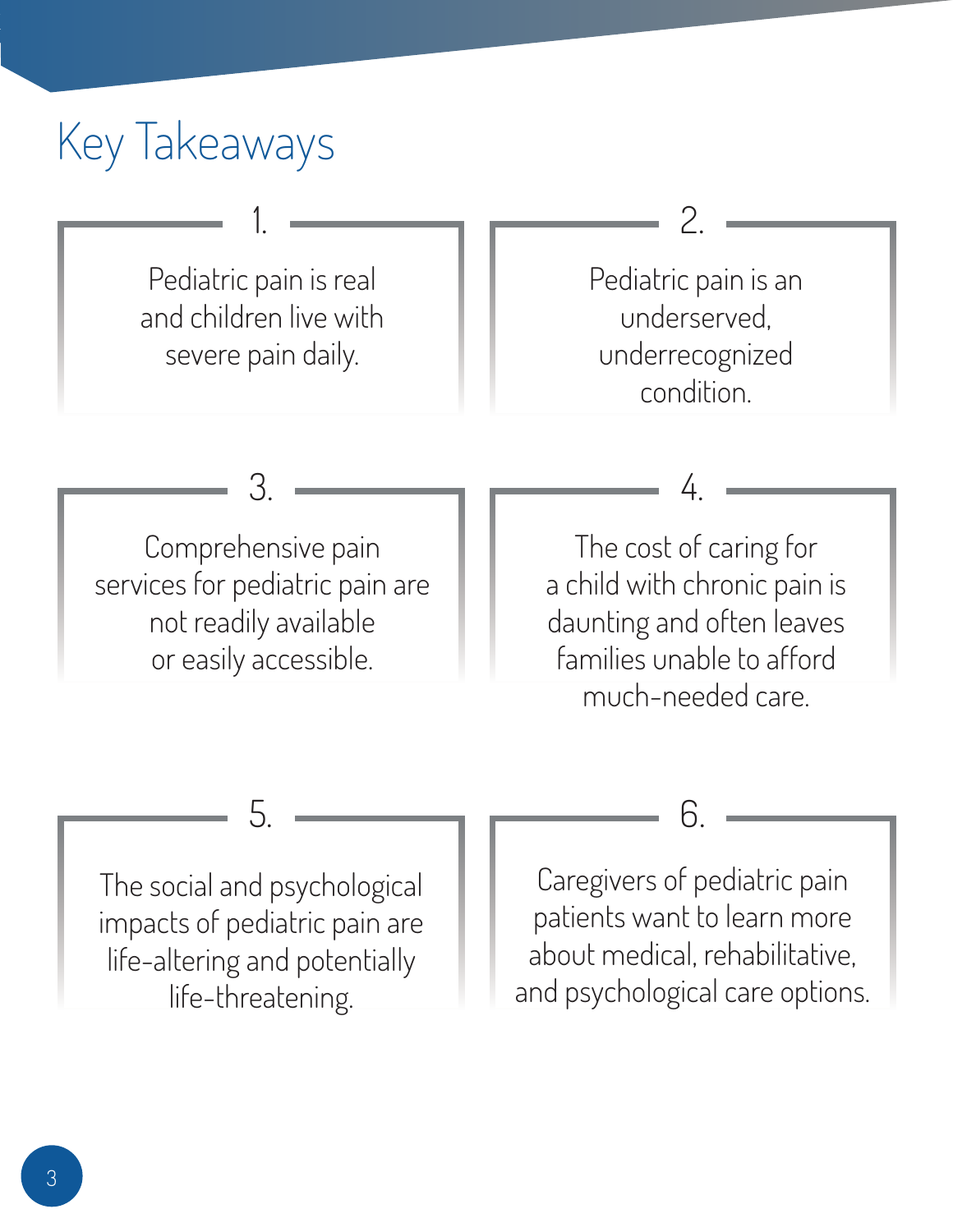# Key Takeaways

1. Pediatric pain is real and children live with severe pain daily.

2. Pediatric pain is an underserved, underrecognized condition.

3. Comprehensive pain services for pediatric pain are not readily available or easily accessible.

4. The cost of caring for a child with chronic pain is daunting and often leaves families unable to afford much-needed care.

5. The social and psychological impacts of pediatric pain are life-altering and potentially life-threatening.

6. Caregivers of pediatric pain patients want to learn more about medical, rehabilitative, and psychological care options.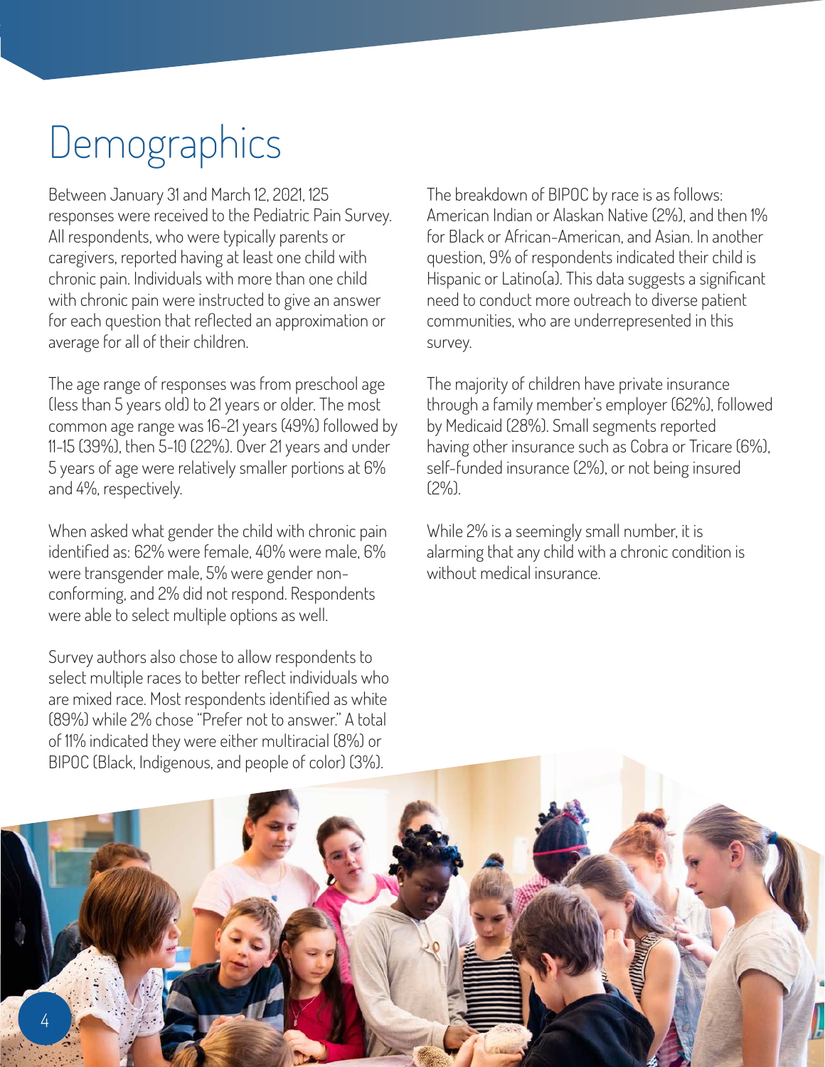# Demographics

Between January 31 and March 12, 2021, 125 responses were received to the Pediatric Pain Survey. All respondents, who were typically parents or caregivers, reported having at least one child with chronic pain. Individuals with more than one child with chronic pain were instructed to give an answer for each question that reflected an approximation or average for all of their children.

The age range of responses was from preschool age (less than 5 years old) to 21 years or older. The most common age range was 16-21 years (49%) followed by 11-15 (39%), then 5-10 (22%). Over 21 years and under 5 years of age were relatively smaller portions at 6% and 4%, respectively.

When asked what gender the child with chronic pain identified as: 62% were female, 40% were male, 6% were transgender male, 5% were gender non-conforming, and 2% did not respond. Respondents were able to select multiple options as well.

Survey authors also chose to allow respondents to select multiple races to better reflect individuals who are mixed race. Most respondents identified as white (89%) while 2% chose "Prefer not to answer." A total of 11% indicated they were either multiracial (8%) or BIPOC (Black, Indigenous, and people of color) (3%).

The breakdown of BIPOC by race is as follows: American Indian or Alaskan Native (2%), and then 1% for Black or African-American, and Asian. In another question, 9% of respondents indicated their child is Hispanic or Latino(a). This data suggests a significant need to conduct more outreach to diverse patient communities, who are underrepresented in this survey.

The majority of children have private insurance through a family member's employer (62%), followed by Medicaid (28%). Small segments reported having other insurance such as Cobra or Tricare (6%), self-funded insurance (2%), or not being insured (2%).

While 2% is a seemingly small number, it is alarming that any child with a chronic condition is without medical insurance.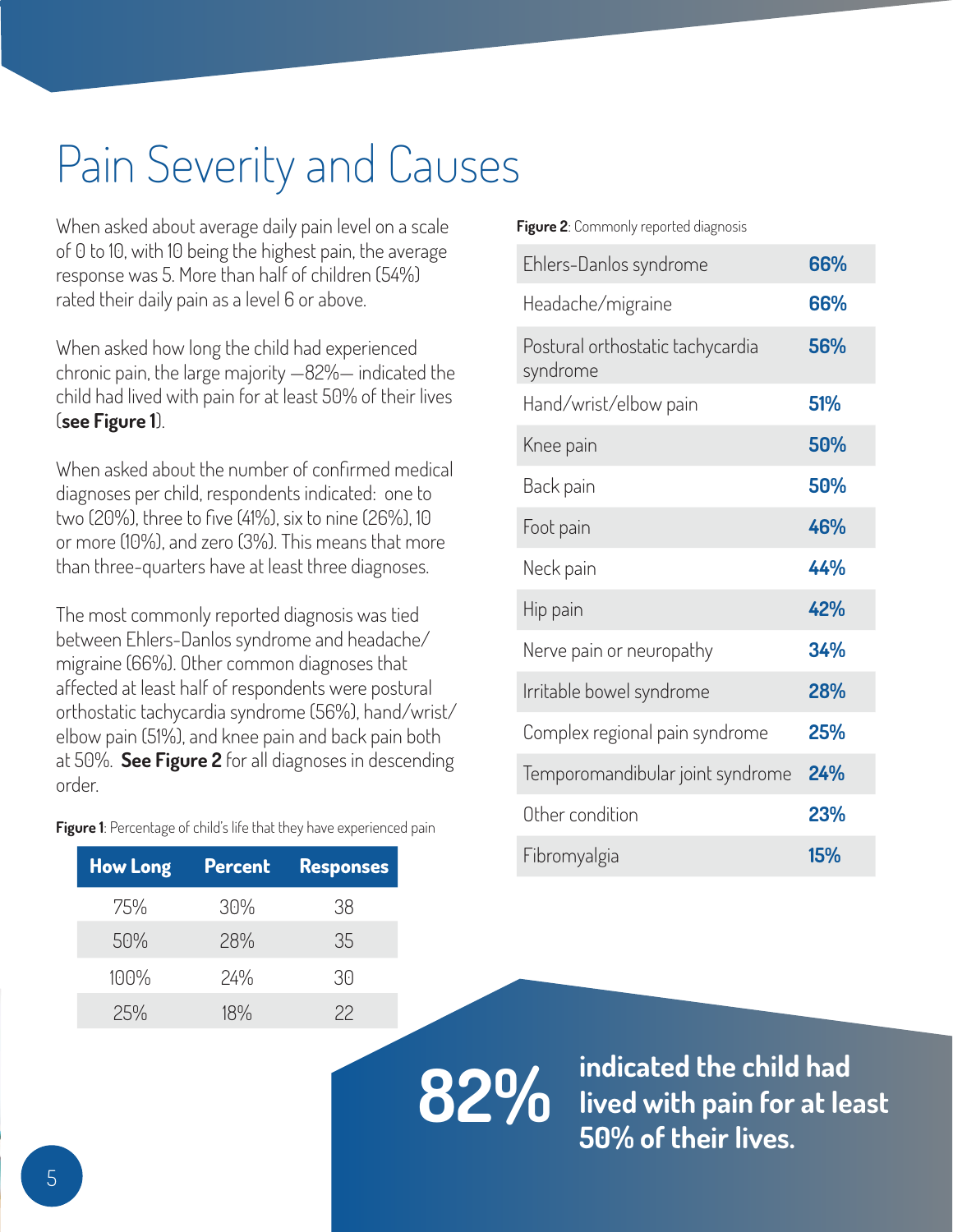# Pain Severity and Causes

When asked about average daily pain level on a scale of 0 to 10, with 10 being the highest pain, the average response was 5. More than half of children (54%) rated their daily pain as a level 6 or above.

When asked how long the child had experienced chronic pain, the large majority —82%— indicated the child had lived with pain for at least 50% of their lives (**see Figure 1**).

When asked about the number of confirmed medical diagnoses per child, respondents indicated: one to two (20%), three to five (41%), six to nine (26%), 10 or more (10%), and zero (3%). This means that more than three-quarters have at least three diagnoses.

The most commonly reported diagnosis was tied between Ehlers-Danlos syndrome and headache/migraine (66%). Other common diagnoses that affected at least half of respondents were postural orthostatic tachycardia syndrome (56%), hand/wrist/elbow pain (51%), and knee pain and back pain both at 50%. **See Figure 2** for all diagnoses in descending order.

**Figure 1**: Percentage of child's life that they have experienced pain

| How Long | Percent | Responses |
|---|---|---|
| 75% | 30% | 38 |
| 50% | 28% | 35 |
| 100% | 24% | 30 |
| 25% | 18% | 22 |

**Figure 2**: Commonly reported diagnosis

| Diagnosis | Percent |
|---|---|
| Ehlers-Danlos syndrome | 66% |
| Headache/migraine | 66% |
| Postural orthostatic tachycardia syndrome | 56% |
| Hand/wrist/elbow pain | 51% |
| Knee pain | 50% |
| Back pain | 50% |
| Foot pain | 46% |
| Neck pain | 44% |
| Hip pain | 42% |
| Nerve pain or neuropathy | 34% |
| Irritable bowel syndrome | 28% |
| Complex regional pain syndrome | 25% |
| Temporomandibular joint syndrome | 24% |
| Other condition | 23% |
| Fibromyalgia | 15% |

**82% indicated the child had lived with pain for at least 50% of their lives.**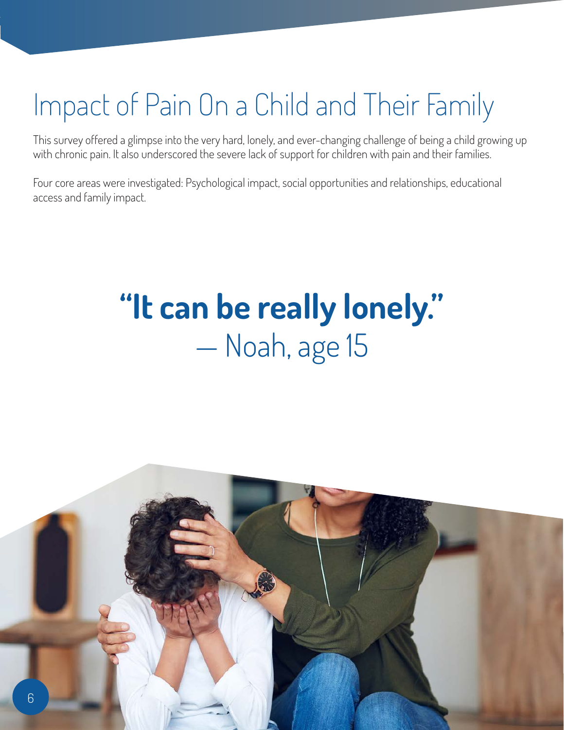# Impact of Pain On a Child and Their Family

This survey offered a glimpse into the very hard, lonely, and ever-changing challenge of being a child growing up with chronic pain. It also underscored the severe lack of support for children with pain and their families.

Four core areas were investigated: Psychological impact, social opportunities and relationships, educational access and family impact.

> **"It can be really lonely."**
> — Noah, age 15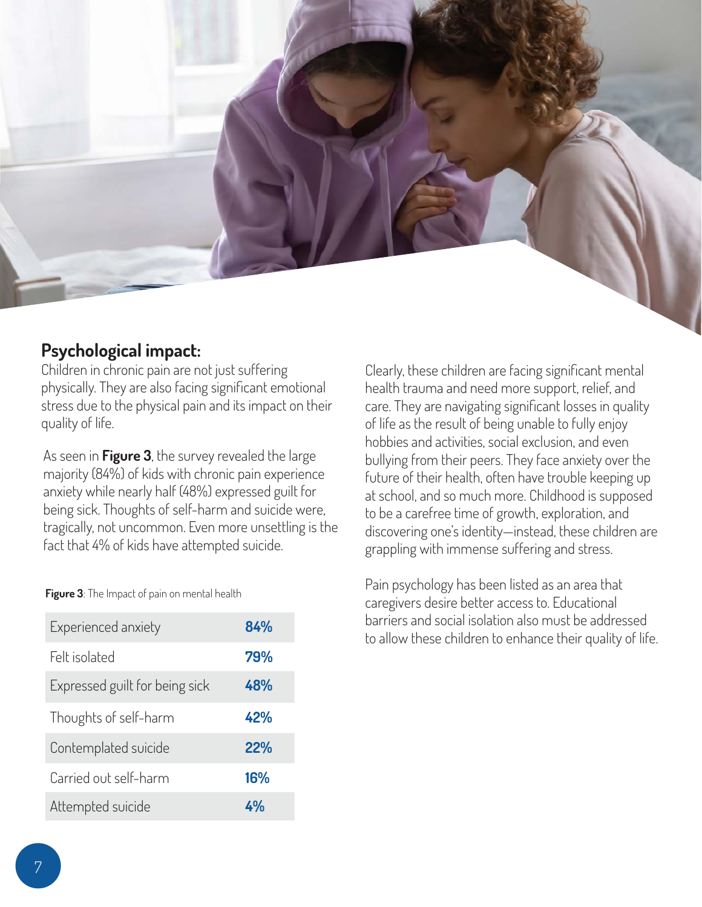## Psychological impact:

Children in chronic pain are not just suffering physically. They are also facing significant emotional stress due to the physical pain and its impact on their quality of life.

As seen in **Figure 3**, the survey revealed the large majority (84%) of kids with chronic pain experience anxiety while nearly half (48%) expressed guilt for being sick. Thoughts of self-harm and suicide were, tragically, not uncommon. Even more unsettling is the fact that 4% of kids have attempted suicide.

**Figure 3**: The Impact of pain on mental health

| | |
|---|---|
| Experienced anxiety | **84%** |
| Felt isolated | **79%** |
| Expressed guilt for being sick | **48%** |
| Thoughts of self-harm | **42%** |
| Contemplated suicide | **22%** |
| Carried out self-harm | **16%** |
| Attempted suicide | **4%** |

Clearly, these children are facing significant mental health trauma and need more support, relief, and care. They are navigating significant losses in quality of life as the result of being unable to fully enjoy hobbies and activities, social exclusion, and even bullying from their peers. They face anxiety over the future of their health, often have trouble keeping up at school, and so much more. Childhood is supposed to be a carefree time of growth, exploration, and discovering one's identity—instead, these children are grappling with immense suffering and stress.

Pain psychology has been listed as an area that caregivers desire better access to. Educational barriers and social isolation also must be addressed to allow these children to enhance their quality of life.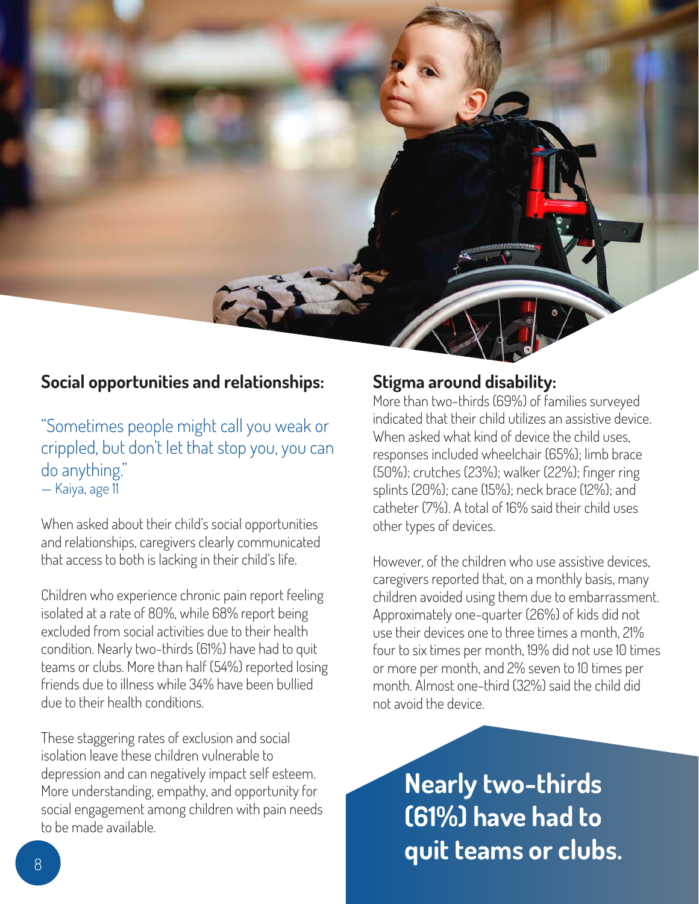## Social opportunities and relationships:

"Sometimes people might call you weak or crippled, but don't let that stop you, you can do anything."
— Kaiya, age 11

When asked about their child's social opportunities and relationships, caregivers clearly communicated that access to both is lacking in their child's life.

Children who experience chronic pain report feeling isolated at a rate of 80%, while 68% report being excluded from social activities due to their health condition. Nearly two-thirds (61%) have had to quit teams or clubs. More than half (54%) reported losing friends due to illness while 34% have been bullied due to their health conditions.

These staggering rates of exclusion and social isolation leave these children vulnerable to depression and can negatively impact self esteem. More understanding, empathy, and opportunity for social engagement among children with pain needs to be made available.

## Stigma around disability:

More than two-thirds (69%) of families surveyed indicated that their child utilizes an assistive device. When asked what kind of device the child uses, responses included wheelchair (65%); limb brace (50%); crutches (23%); walker (22%); finger ring splints (20%); cane (15%); neck brace (12%); and catheter (7%). A total of 16% said their child uses other types of devices.

However, of the children who use assistive devices, caregivers reported that, on a monthly basis, many children avoided using them due to embarrassment. Approximately one-quarter (26%) of kids did not use their devices one to three times a month, 21% four to six times per month, 19% did not use 10 times or more per month, and 2% seven to 10 times per month. Almost one-third (32%) said the child did not avoid the device.

**Nearly two-thirds (61%) have had to quit teams or clubs.**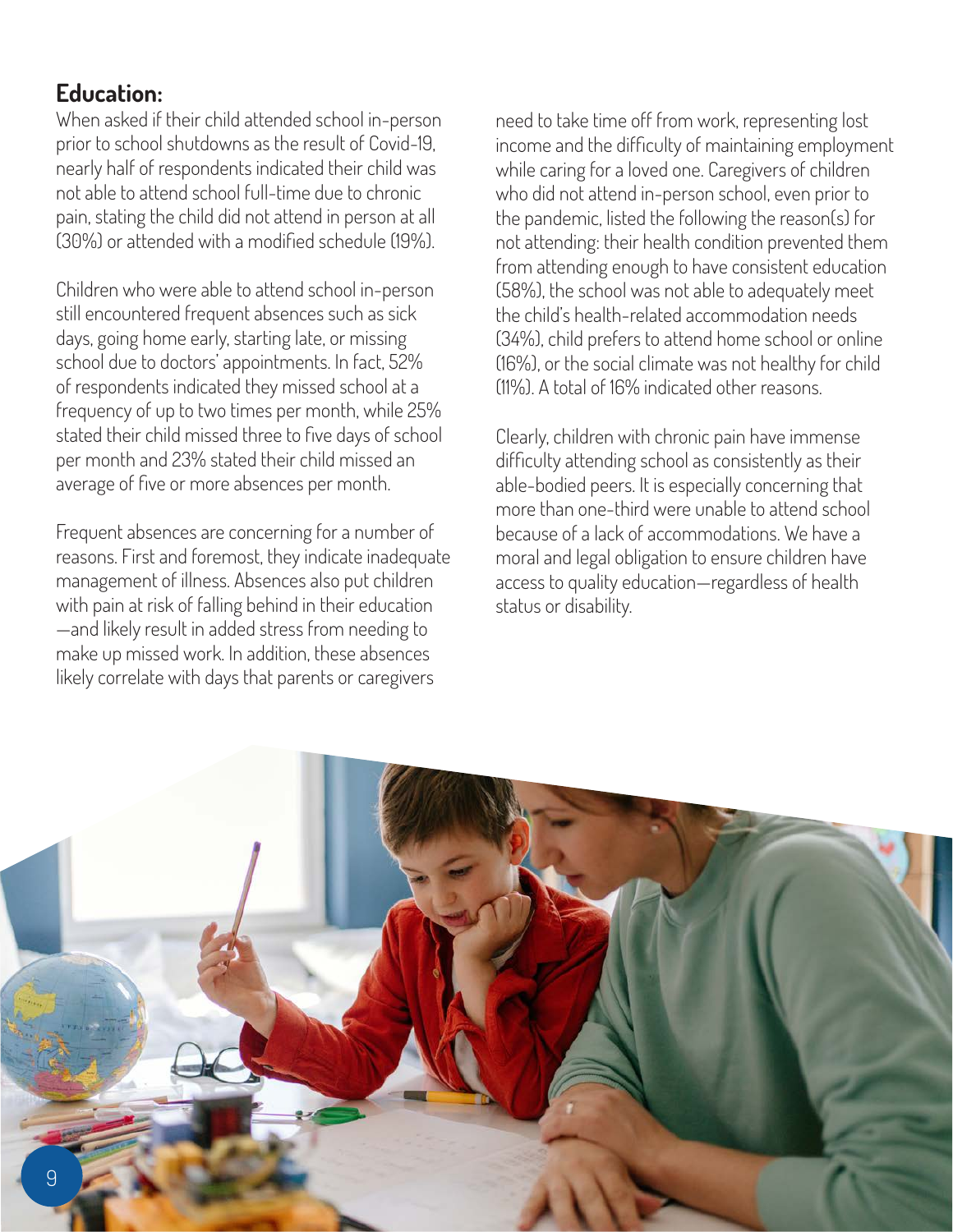## Education:

When asked if their child attended school in-person prior to school shutdowns as the result of Covid-19, nearly half of respondents indicated their child was not able to attend school full-time due to chronic pain, stating the child did not attend in person at all (30%) or attended with a modified schedule (19%).

Children who were able to attend school in-person still encountered frequent absences such as sick days, going home early, starting late, or missing school due to doctors' appointments. In fact, 52% of respondents indicated they missed school at a frequency of up to two times per month, while 25% stated their child missed three to five days of school per month and 23% stated their child missed an average of five or more absences per month.

Frequent absences are concerning for a number of reasons. First and foremost, they indicate inadequate management of illness. Absences also put children with pain at risk of falling behind in their education —and likely result in added stress from needing to make up missed work. In addition, these absences likely correlate with days that parents or caregivers need to take time off from work, representing lost income and the difficulty of maintaining employment while caring for a loved one. Caregivers of children who did not attend in-person school, even prior to the pandemic, listed the following the reason(s) for not attending: their health condition prevented them from attending enough to have consistent education (58%), the school was not able to adequately meet the child's health-related accommodation needs (34%), child prefers to attend home school or online (16%), or the social climate was not healthy for child (11%). A total of 16% indicated other reasons.

Clearly, children with chronic pain have immense difficulty attending school as consistently as their able-bodied peers. It is especially concerning that more than one-third were unable to attend school because of a lack of accommodations. We have a moral and legal obligation to ensure children have access to quality education—regardless of health status or disability.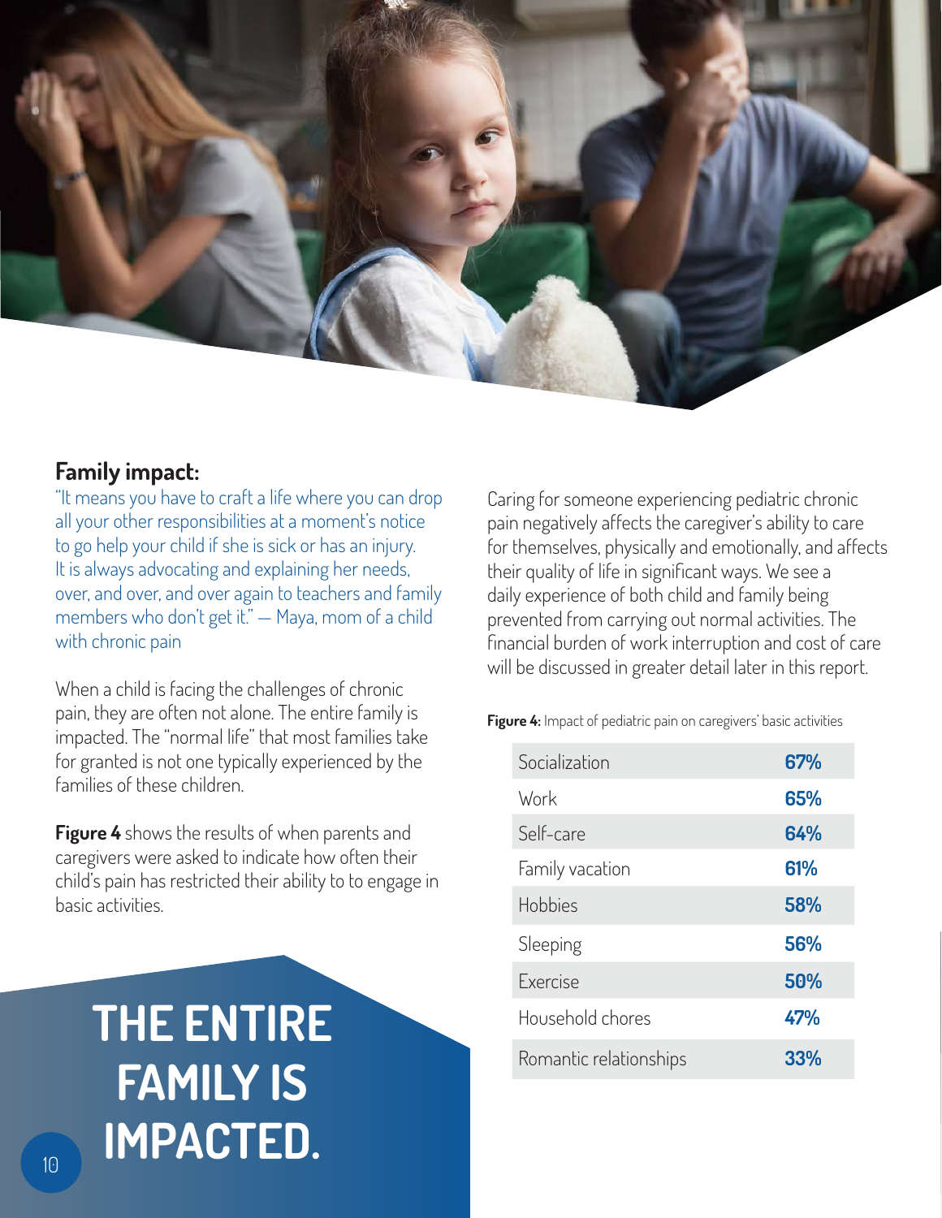## Family impact:

"It means you have to craft a life where you can drop all your other responsibilities at a moment's notice to go help your child if she is sick or has an injury. It is always advocating and explaining her needs, over, and over, and over again to teachers and family members who don't get it." — Maya, mom of a child with chronic pain

When a child is facing the challenges of chronic pain, they are often not alone. The entire family is impacted. The "normal life" that most families take for granted is not one typically experienced by the families of these children.

**Figure 4** shows the results of when parents and caregivers were asked to indicate how often their child's pain has restricted their ability to to engage in basic activities.

**THE ENTIRE FAMILY IS IMPACTED.**

Caring for someone experiencing pediatric chronic pain negatively affects the caregiver's ability to care for themselves, physically and emotionally, and affects their quality of life in significant ways. We see a daily experience of both child and family being prevented from carrying out normal activities. The financial burden of work interruption and cost of care will be discussed in greater detail later in this report.

**Figure 4:** Impact of pediatric pain on caregivers' basic activities

| Activity | % |
|---|---|
| Socialization | **67%** |
| Work | **65%** |
| Self-care | **64%** |
| Family vacation | **61%** |
| Hobbies | **58%** |
| Sleeping | **56%** |
| Exercise | **50%** |
| Household chores | **47%** |
| Romantic relationships | **33%** |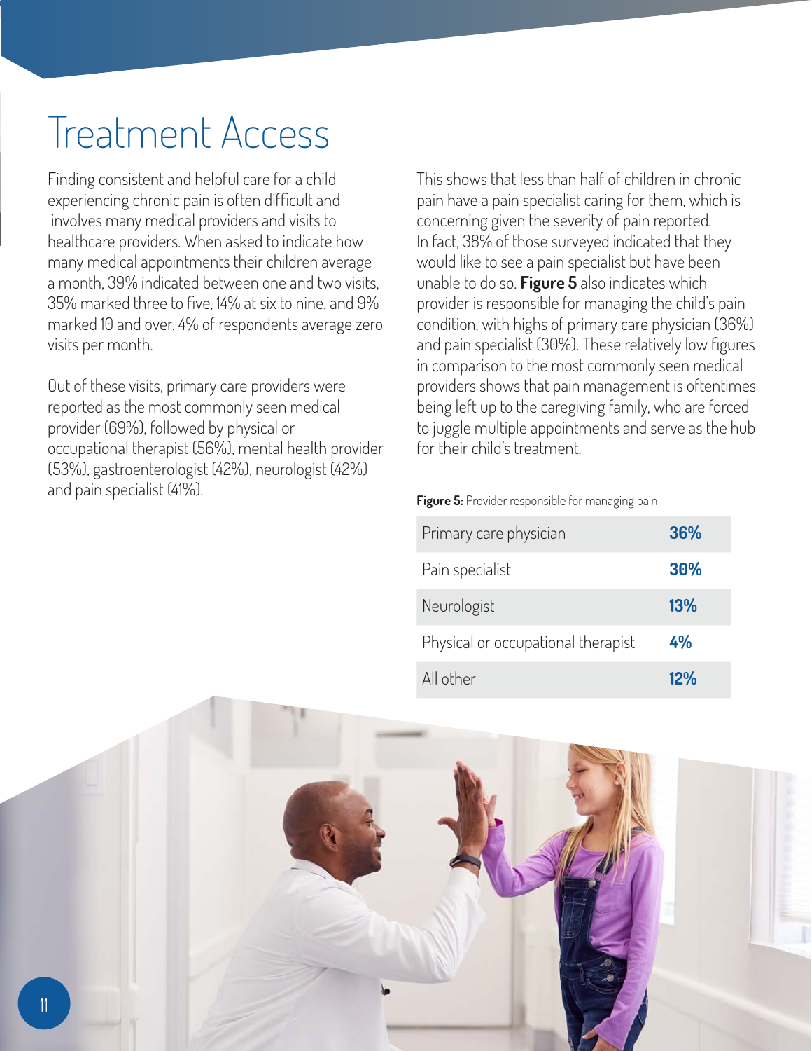# Treatment Access

Finding consistent and helpful care for a child experiencing chronic pain is often difficult and involves many medical providers and visits to healthcare providers. When asked to indicate how many medical appointments their children average a month, 39% indicated between one and two visits, 35% marked three to five, 14% at six to nine, and 9% marked 10 and over. 4% of respondents average zero visits per month.

Out of these visits, primary care providers were reported as the most commonly seen medical provider (69%), followed by physical or occupational therapist (56%), mental health provider (53%), gastroenterologist (42%), neurologist (42%) and pain specialist (41%).

This shows that less than half of children in chronic pain have a pain specialist caring for them, which is concerning given the severity of pain reported. In fact, 38% of those surveyed indicated that they would like to see a pain specialist but have been unable to do so. **Figure 5** also indicates which provider is responsible for managing the child's pain condition, with highs of primary care physician (36%) and pain specialist (30%). These relatively low figures in comparison to the most commonly seen medical providers shows that pain management is oftentimes being left up to the caregiving family, who are forced to juggle multiple appointments and serve as the hub for their child's treatment.

**Figure 5:** Provider responsible for managing pain

| Provider | % |
|---|---|
| Primary care physician | **36%** |
| Pain specialist | **30%** |
| Neurologist | **13%** |
| Physical or occupational therapist | **4%** |
| All other | **12%** |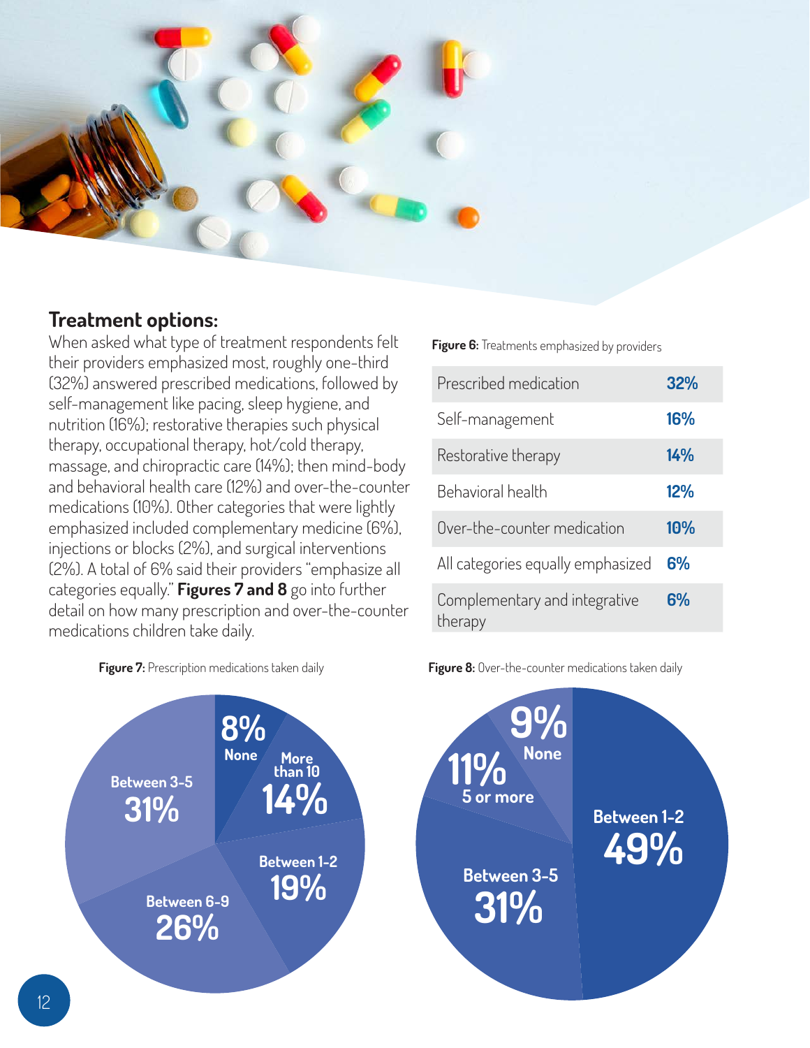## Treatment options:

When asked what type of treatment respondents felt their providers emphasized most, roughly one-third (32%) answered prescribed medications, followed by self-management like pacing, sleep hygiene, and nutrition (16%); restorative therapies such physical therapy, occupational therapy, hot/cold therapy, massage, and chiropractic care (14%); then mind-body and behavioral health care (12%) and over-the-counter medications (10%). Other categories that were lightly emphasized included complementary medicine (6%), injections or blocks (2%), and surgical interventions (2%). A total of 6% said their providers "emphasize all categories equally." **Figures 7 and 8** go into further detail on how many prescription and over-the-counter medications children take daily.

**Figure 6:** Treatments emphasized by providers

| Treatment | % |
|---|---|
| Prescribed medication | 32% |
| Self-management | 16% |
| Restorative therapy | 14% |
| Behavioral health | 12% |
| Over-the-counter medication | 10% |
| All categories equally emphasized | 6% |
| Complementary and integrative therapy | 6% |

**Figure 7:** Prescription medications taken daily

| Category | % |
|---|---|
| None | 8% |
| More than 10 | 14% |
| Between 1-2 | 19% |
| Between 6-9 | 26% |
| Between 3-5 | 31% |

**Figure 8:** Over-the-counter medications taken daily

| Category | % |
|---|---|
| None | 9% |
| Between 1-2 | 49% |
| Between 3-5 | 31% |
| 5 or more | 11% |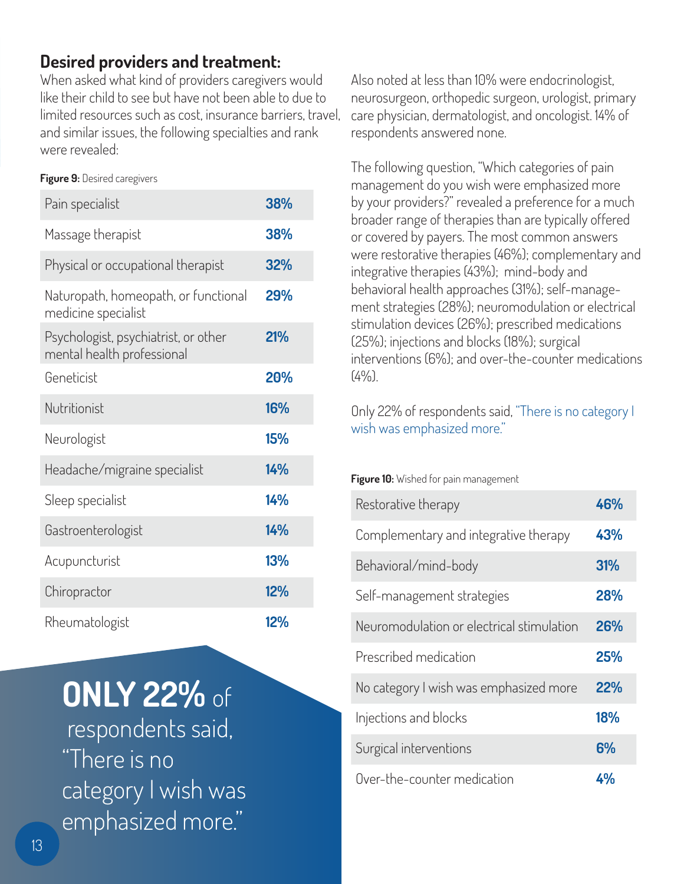## Desired providers and treatment:

When asked what kind of providers caregivers would like their child to see but have not been able to due to limited resources such as cost, insurance barriers, travel, and similar issues, the following specialties and rank were revealed:

**Figure 9:** Desired caregivers

| Provider | Percent |
|---|---|
| Pain specialist | **38%** |
| Massage therapist | **38%** |
| Physical or occupational therapist | **32%** |
| Naturopath, homeopath, or functional medicine specialist | **29%** |
| Psychologist, psychiatrist, or other mental health professional | **21%** |
| Geneticist | **20%** |
| Nutritionist | **16%** |
| Neurologist | **15%** |
| Headache/migraine specialist | **14%** |
| Sleep specialist | **14%** |
| Gastroenterologist | **14%** |
| Acupuncturist | **13%** |
| Chiropractor | **12%** |
| Rheumatologist | **12%** |

**ONLY 22%** of respondents said, "There is no category I wish was emphasized more."

Also noted at less than 10% were endocrinologist, neurosurgeon, orthopedic surgeon, urologist, primary care physician, dermatologist, and oncologist. 14% of respondents answered none.

The following question, "Which categories of pain management do you wish were emphasized more by your providers?" revealed a preference for a much broader range of therapies than are typically offered or covered by payers. The most common answers were restorative therapies (46%); complementary and integrative therapies (43%); mind-body and behavioral health approaches (31%); self-management strategies (28%); neuromodulation or electrical stimulation devices (26%); prescribed medications (25%); injections and blocks (18%); surgical interventions (6%); and over-the-counter medications (4%).

Only 22% of respondents said, "There is no category I wish was emphasized more."

**Figure 10:** Wished for pain management

| Category | Percent |
|---|---|
| Restorative therapy | **46%** |
| Complementary and integrative therapy | **43%** |
| Behavioral/mind-body | **31%** |
| Self-management strategies | **28%** |
| Neuromodulation or electrical stimulation | **26%** |
| Prescribed medication | **25%** |
| No category I wish was emphasized more | **22%** |
| Injections and blocks | **18%** |
| Surgical interventions | **6%** |
| Over-the-counter medication | **4%** |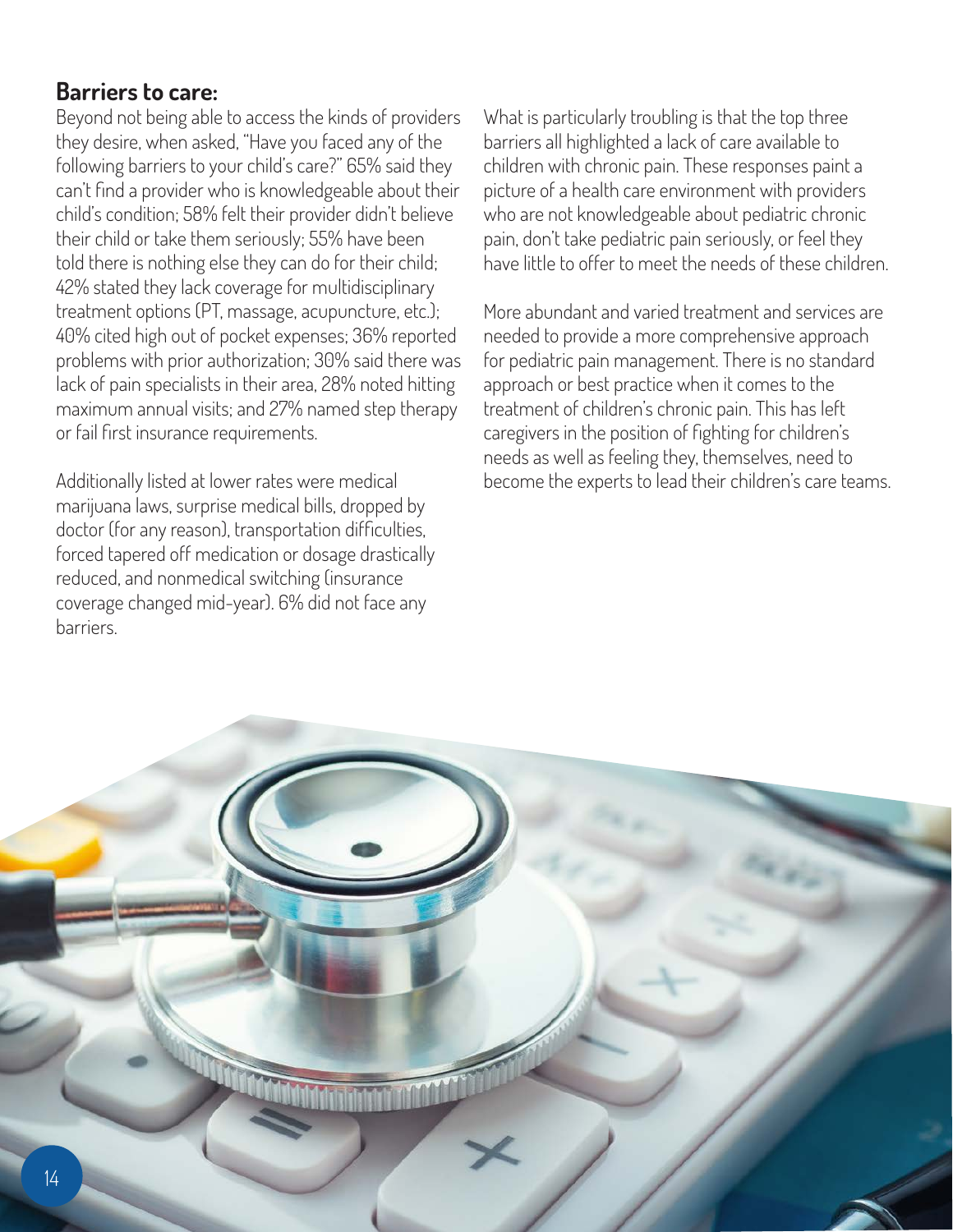## Barriers to care:

Beyond not being able to access the kinds of providers they desire, when asked, "Have you faced any of the following barriers to your child's care?" 65% said they can't find a provider who is knowledgeable about their child's condition; 58% felt their provider didn't believe their child or take them seriously; 55% have been told there is nothing else they can do for their child; 42% stated they lack coverage for multidisciplinary treatment options (PT, massage, acupuncture, etc.); 40% cited high out of pocket expenses; 36% reported problems with prior authorization; 30% said there was lack of pain specialists in their area, 28% noted hitting maximum annual visits; and 27% named step therapy or fail first insurance requirements.

Additionally listed at lower rates were medical marijuana laws, surprise medical bills, dropped by doctor (for any reason), transportation difficulties, forced tapered off medication or dosage drastically reduced, and nonmedical switching (insurance coverage changed mid-year). 6% did not face any barriers.

What is particularly troubling is that the top three barriers all highlighted a lack of care available to children with chronic pain. These responses paint a picture of a health care environment with providers who are not knowledgeable about pediatric chronic pain, don't take pediatric pain seriously, or feel they have little to offer to meet the needs of these children.

More abundant and varied treatment and services are needed to provide a more comprehensive approach for pediatric pain management. There is no standard approach or best practice when it comes to the treatment of children's chronic pain. This has left caregivers in the position of fighting for children's needs as well as feeling they, themselves, need to become the experts to lead their children's care teams.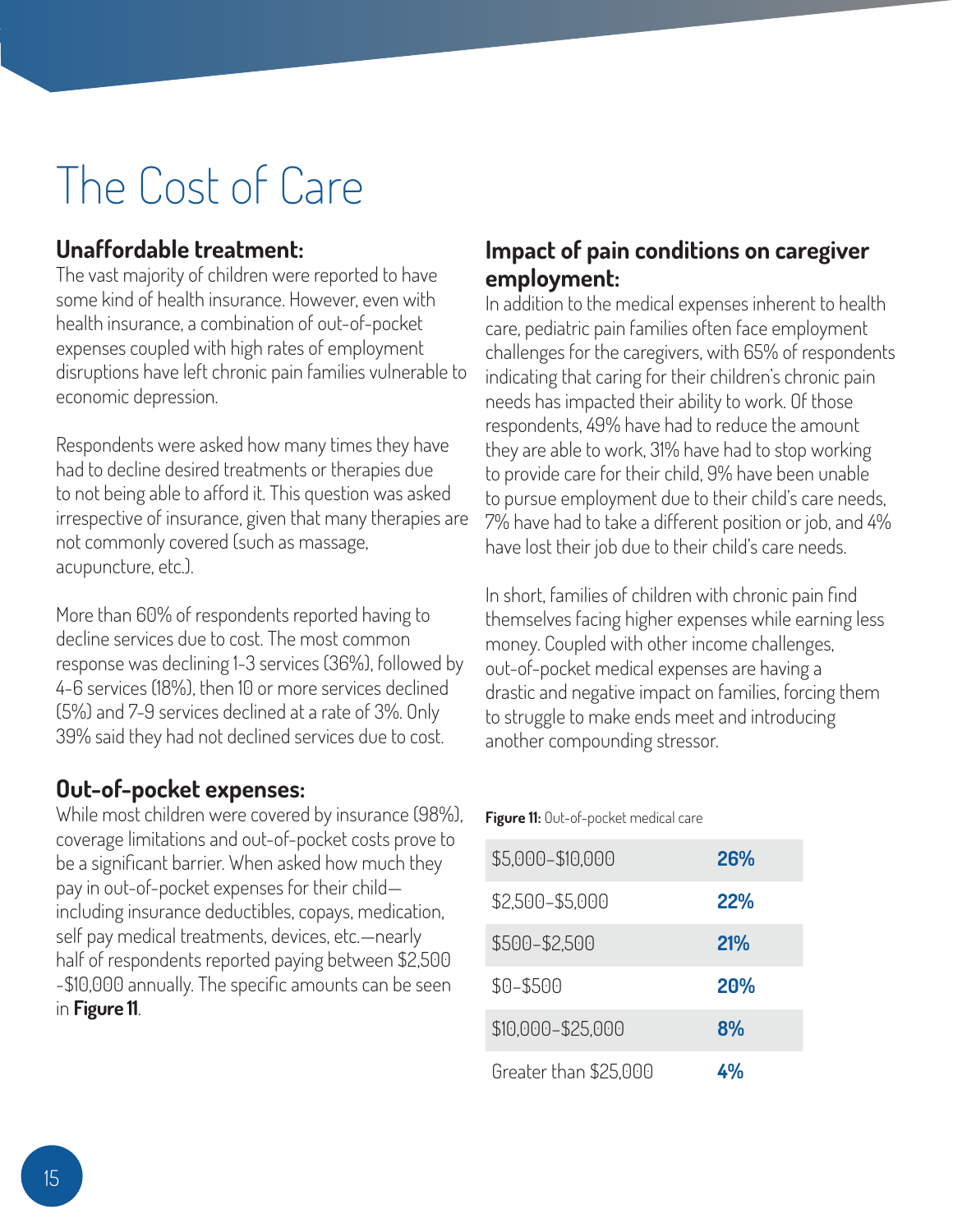# The Cost of Care

## Unaffordable treatment:

The vast majority of children were reported to have some kind of health insurance. However, even with health insurance, a combination of out-of-pocket expenses coupled with high rates of employment disruptions have left chronic pain families vulnerable to economic depression.

Respondents were asked how many times they have had to decline desired treatments or therapies due to not being able to afford it. This question was asked irrespective of insurance, given that many therapies are not commonly covered (such as massage, acupuncture, etc.).

More than 60% of respondents reported having to decline services due to cost. The most common response was declining 1-3 services (36%), followed by 4-6 services (18%), then 10 or more services declined (5%) and 7-9 services declined at a rate of 3%. Only 39% said they had not declined services due to cost.

## Out-of-pocket expenses:

While most children were covered by insurance (98%), coverage limitations and out-of-pocket costs prove to be a significant barrier. When asked how much they pay in out-of-pocket expenses for their child—including insurance deductibles, copays, medication, self pay medical treatments, devices, etc.—nearly half of respondents reported paying between $2,500 -$10,000 annually. The specific amounts can be seen in **Figure 11**.

## Impact of pain conditions on caregiver employment:

In addition to the medical expenses inherent to health care, pediatric pain families often face employment challenges for the caregivers, with 65% of respondents indicating that caring for their children's chronic pain needs has impacted their ability to work. Of those respondents, 49% have had to reduce the amount they are able to work, 31% have had to stop working to provide care for their child, 9% have been unable to pursue employment due to their child's care needs, 7% have had to take a different position or job, and 4% have lost their job due to their child's care needs.

In short, families of children with chronic pain find themselves facing higher expenses while earning less money. Coupled with other income challenges, out-of-pocket medical expenses are having a drastic and negative impact on families, forcing them to struggle to make ends meet and introducing another compounding stressor.

**Figure 11:** Out-of-pocket medical care

| Amount | Percentage |
|---|---|
| $5,000-$10,000 | **26%** |
| $2,500-$5,000 | **22%** |
| $500-$2,500 | **21%** |
| $0-$500 | **20%** |
| $10,000-$25,000 | **8%** |
| Greater than $25,000 | **4%** |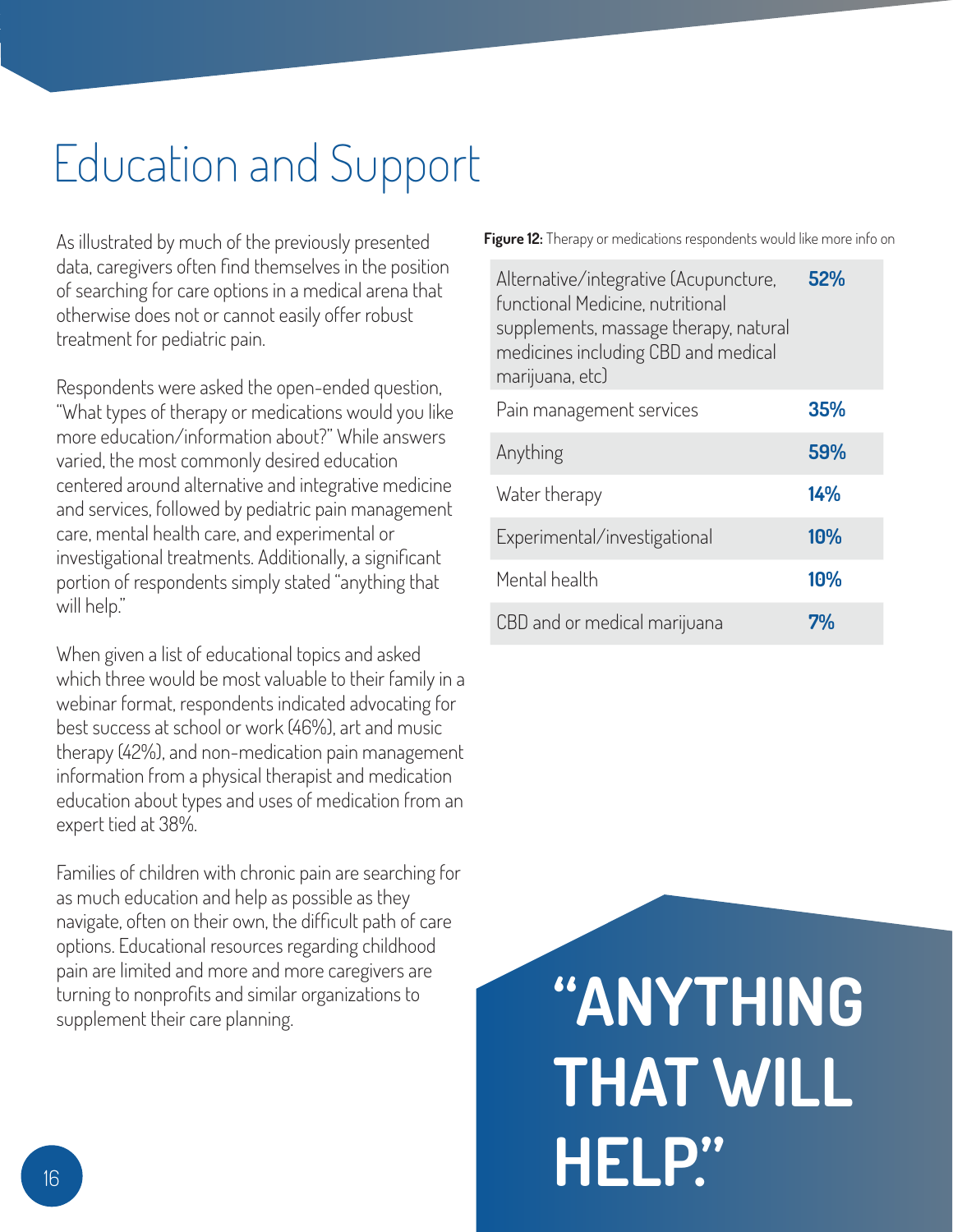# Education and Support

As illustrated by much of the previously presented data, caregivers often find themselves in the position of searching for care options in a medical arena that otherwise does not or cannot easily offer robust treatment for pediatric pain.

Respondents were asked the open-ended question, "What types of therapy or medications would you like more education/information about?" While answers varied, the most commonly desired education centered around alternative and integrative medicine and services, followed by pediatric pain management care, mental health care, and experimental or investigational treatments. Additionally, a significant portion of respondents simply stated "anything that will help."

When given a list of educational topics and asked which three would be most valuable to their family in a webinar format, respondents indicated advocating for best success at school or work (46%), art and music therapy (42%), and non-medication pain management information from a physical therapist and medication education about types and uses of medication from an expert tied at 38%.

Families of children with chronic pain are searching for as much education and help as possible as they navigate, often on their own, the difficult path of care options. Educational resources regarding childhood pain are limited and more and more caregivers are turning to nonprofits and similar organizations to supplement their care planning.

**Figure 12:** Therapy or medications respondents would like more info on

| | |
|---|---|
| Alternative/integrative (Acupuncture, functional Medicine, nutritional supplements, massage therapy, natural medicines including CBD and medical marijuana, etc) | **52%** |
| Pain management services | **35%** |
| Anything | **59%** |
| Water therapy | **14%** |
| Experimental/investigational | **10%** |
| Mental health | **10%** |
| CBD and or medical marijuana | **7%** |

**"ANYTHING THAT WILL HELP."**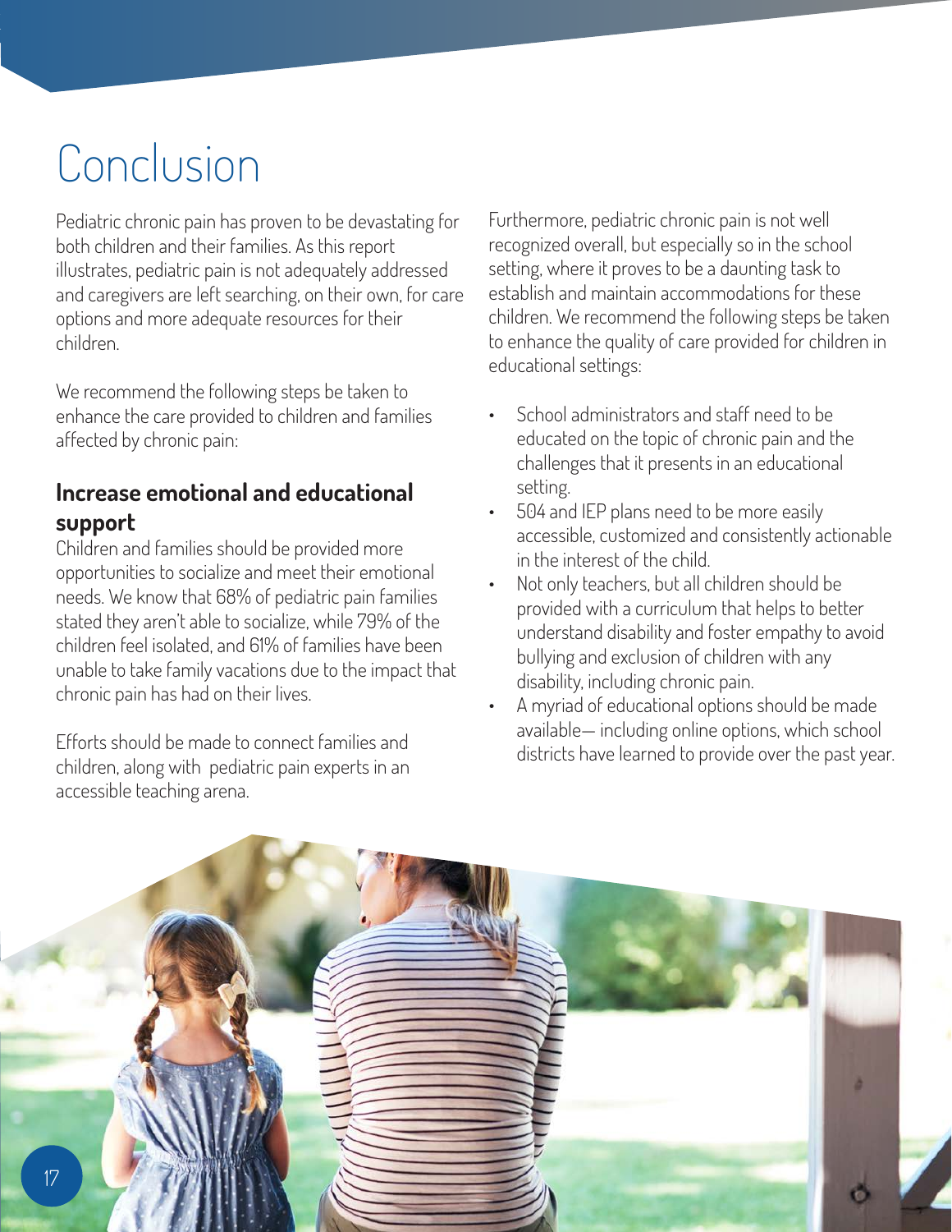# Conclusion

Pediatric chronic pain has proven to be devastating for both children and their families. As this report illustrates, pediatric pain is not adequately addressed and caregivers are left searching, on their own, for care options and more adequate resources for their children.

We recommend the following steps be taken to enhance the care provided to children and families affected by chronic pain:

## Increase emotional and educational support

Children and families should be provided more opportunities to socialize and meet their emotional needs. We know that 68% of pediatric pain families stated they aren't able to socialize, while 79% of the children feel isolated, and 61% of families have been unable to take family vacations due to the impact that chronic pain has had on their lives.

Efforts should be made to connect families and children, along with pediatric pain experts in an accessible teaching arena.

Furthermore, pediatric chronic pain is not well recognized overall, but especially so in the school setting, where it proves to be a daunting task to establish and maintain accommodations for these children. We recommend the following steps be taken to enhance the quality of care provided for children in educational settings:

- School administrators and staff need to be educated on the topic of chronic pain and the challenges that it presents in an educational setting.
- 504 and IEP plans need to be more easily accessible, customized and consistently actionable in the interest of the child.
- Not only teachers, but all children should be provided with a curriculum that helps to better understand disability and foster empathy to avoid bullying and exclusion of children with any disability, including chronic pain.
- A myriad of educational options should be made available— including online options, which school districts have learned to provide over the past year.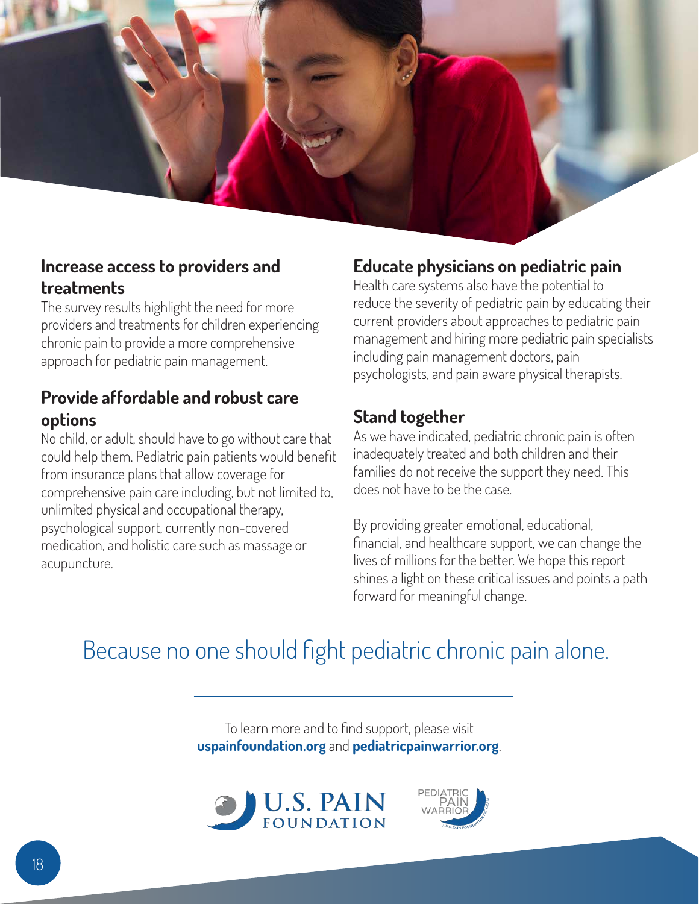## Increase access to providers and treatments

The survey results highlight the need for more providers and treatments for children experiencing chronic pain to provide a more comprehensive approach for pediatric pain management.

## Provide affordable and robust care options

No child, or adult, should have to go without care that could help them. Pediatric pain patients would benefit from insurance plans that allow coverage for comprehensive pain care including, but not limited to, unlimited physical and occupational therapy, psychological support, currently non-covered medication, and holistic care such as massage or acupuncture.

## Educate physicians on pediatric pain

Health care systems also have the potential to reduce the severity of pediatric pain by educating their current providers about approaches to pediatric pain management and hiring more pediatric pain specialists including pain management doctors, pain psychologists, and pain aware physical therapists.

## Stand together

As we have indicated, pediatric chronic pain is often inadequately treated and both children and their families do not receive the support they need. This does not have to be the case.

By providing greater emotional, educational, financial, and healthcare support, we can change the lives of millions for the better. We hope this report shines a light on these critical issues and points a path forward for meaningful change.

# Because no one should fight pediatric chronic pain alone.

To learn more and to find support, please visit **uspainfoundation.org** and **pediatricpainwarrior.org**.

U.S. PAIN FOUNDATION

PEDIATRIC PAIN WARRIOR